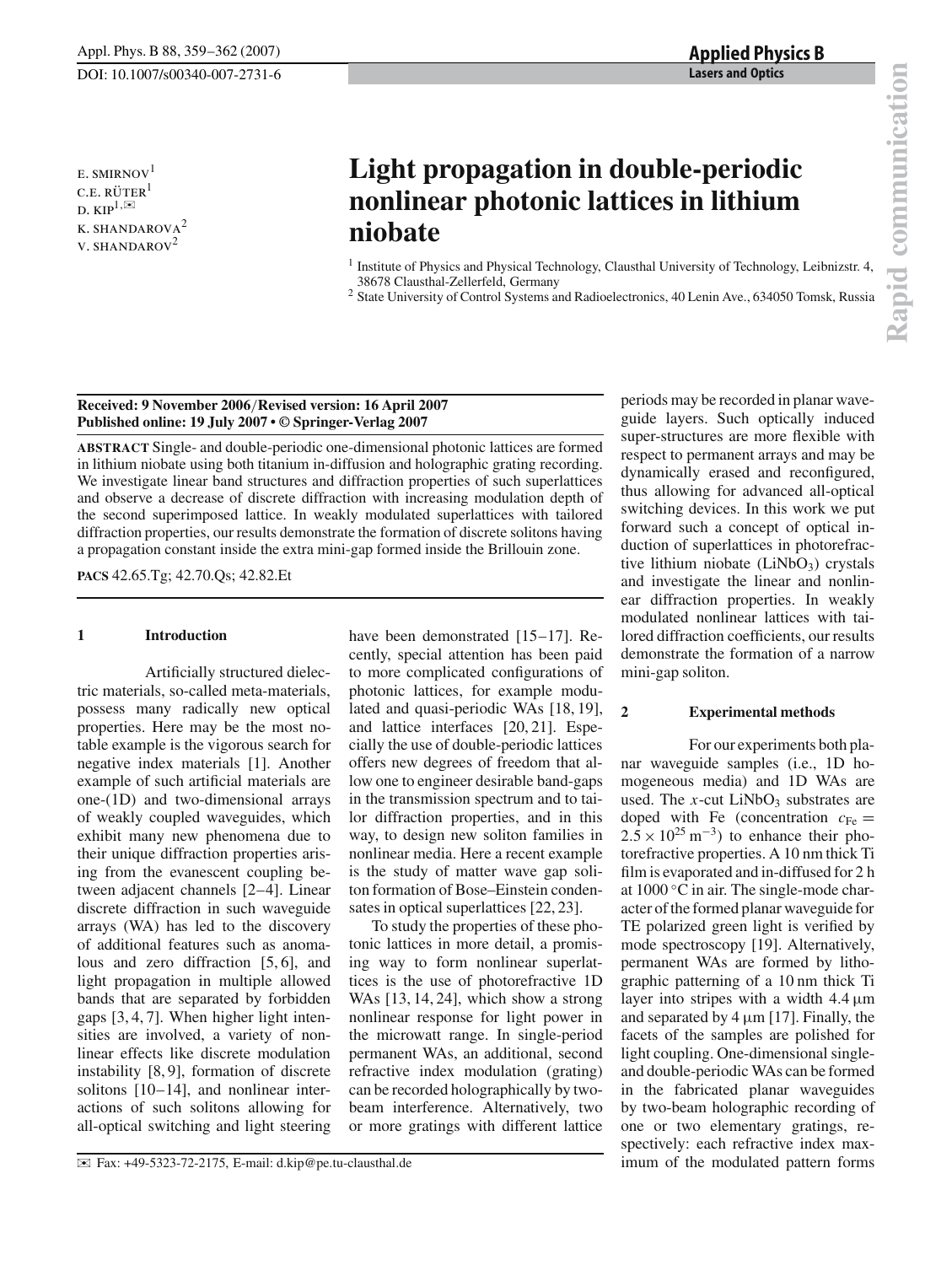# Light propagation in double-periodic nonlinear photonic lattices in lithium niobate

E. SMIRNOV[1]
C.E. RÜTER[1]
D. KIP[1,✉]
K. SHANDAROVA[2]
V. SHANDAROV[2]

[1] Institute of Physics and Physical Technology, Clausthal University of Technology, Leibnizstr. 4, 38678 Clausthal-Zellerfeld, Germany
[2] State University of Control Systems and Radioelectronics, 40 Lenin Ave., 634050 Tomsk, Russia

**Received: 9 November 2006/Revised version: 16 April 2007**
**Published online: 19 July 2007 • © Springer-Verlag 2007**

**ABSTRACT** Single- and double-periodic one-dimensional photonic lattices are formed in lithium niobate using both titanium in-diffusion and holographic grating recording. We investigate linear band structures and diffraction properties of such superlattices and observe a decrease of discrete diffraction with increasing modulation depth of the second superimposed lattice. In weakly modulated superlattices with tailored diffraction properties, our results demonstrate the formation of discrete solitons having a propagation constant inside the extra mini-gap formed inside the Brillouin zone.

**PACS** 42.65.Tg; 42.70.Qs; 42.82.Et

## 1 Introduction

Artificially structured dielectric materials, so-called meta-materials, possess many radically new optical properties. Here may be the most notable example is the vigorous search for negative index materials [1]. Another example of such artificial materials are one-(1D) and two-dimensional arrays of weakly coupled waveguides, which exhibit many new phenomena due to their unique diffraction properties arising from the evanescent coupling between adjacent channels [2–4]. Linear discrete diffraction in such waveguide arrays (WA) has led to the discovery of additional features such as anomalous and zero diffraction [5, 6], and light propagation in multiple allowed bands that are separated by forbidden gaps [3, 4, 7]. When higher light intensities are involved, a variety of nonlinear effects like discrete modulation instability [8, 9], formation of discrete solitons [10–14], and nonlinear interactions of such solitons allowing for all-optical switching and light steering have been demonstrated [15–17]. Recently, special attention has been paid to more complicated configurations of photonic lattices, for example modulated and quasi-periodic WAs [18, 19], and lattice interfaces [20, 21]. Especially the use of double-periodic lattices offers new degrees of freedom that allow one to engineer desirable band-gaps in the transmission spectrum and to tailor diffraction properties, and in this way, to design new soliton families in nonlinear media. Here a recent example is the study of matter wave gap soliton formation of Bose–Einstein condensates in optical superlattices [22, 23].

To study the properties of these photonic lattices in more detail, a promising way to form nonlinear superlattices is the use of photorefractive 1D WAs [13, 14, 24], which show a strong nonlinear response for light power in the microwatt range. In single-period permanent WAs, an additional, second refractive index modulation (grating) can be recorded holographically by two-beam interference. Alternatively, two or more gratings with different lattice periods may be recorded in planar waveguide layers. Such optically induced super-structures are more flexible with respect to permanent arrays and may be dynamically erased and reconfigured, thus allowing for advanced all-optical switching devices. In this work we put forward such a concept of optical induction of superlattices in photorefractive lithium niobate ($LiNbO_3$) crystals and investigate the linear and nonlinear diffraction properties. In weakly modulated nonlinear lattices with tailored diffraction coefficients, our results demonstrate the formation of a narrow mini-gap soliton.

## 2 Experimental methods

For our experiments both planar waveguide samples (i.e., 1D homogeneous media) and 1D WAs are used. The $x$-cut $LiNbO_3$ substrates are doped with Fe (concentration $c_{Fe} = 2.5 \times 10^{25}\,\mathrm{m}^{-3}$) to enhance their photorefractive properties. A 10 nm thick Ti film is evaporated and in-diffused for 2 h at 1000 °C in air. The single-mode character of the formed planar waveguide for TE polarized green light is verified by mode spectroscopy [19]. Alternatively, permanent WAs are formed by lithographic patterning of a 10 nm thick Ti layer into stripes with a width 4.4 μm and separated by 4 μm [17]. Finally, the facets of the samples are polished for light coupling. One-dimensional single- and double-periodic WAs can be formed in the fabricated planar waveguides by two-beam holographic recording of one or two elementary gratings, respectively: each refractive index maximum of the modulated pattern forms

✉ Fax: +49-5323-72-2175, E-mail: d.kip@pe.tu-clausthal.de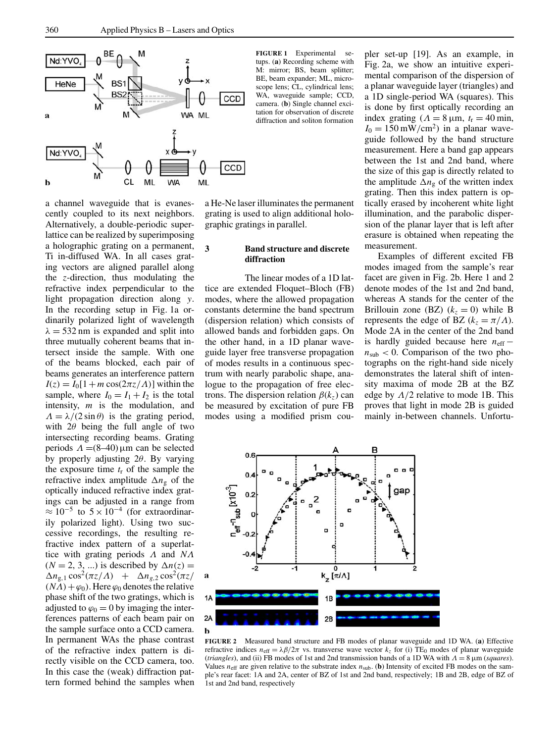**FIGURE 1** Experimental setups. (**a**) Recording scheme with M: mirror; BS, beam splitter; BE, beam expander; ML, microscope lens; CL, cylindrical lens; WA, waveguide sample; CCD, camera. (**b**) Single channel excitation for observation of discrete diffraction and soliton formation

a channel waveguide that is evanescently coupled to its next neighbors. Alternatively, a double-periodic superlattice can be realized by superimposing a holographic grating on a permanent, Ti in-diffused WA. In all cases grating vectors are aligned parallel along the $z$-direction, thus modulating the refractive index perpendicular to the light propagation direction along $y$. In the recording setup in Fig. 1a ordinarily polarized light of wavelength $\lambda = 532$ nm is expanded and split into three mutually coherent beams that intersect inside the sample. With one of the beams blocked, each pair of beams generates an interference pattern $I(z) = I_0[1 + m\cos(2\pi z/\Lambda)]$ within the sample, where $I_0 = I_1 + I_2$ is the total intensity, $m$ is the modulation, and $\Lambda = \lambda/(2\sin\theta)$ is the grating period, with $2\theta$ being the full angle of two intersecting recording beams. Grating periods $\Lambda = (8\text{–}40)\,\mu$m can be selected by properly adjusting $2\theta$. By varying the exposure time $t_r$ of the sample the refractive index amplitude $\Delta n_g$ of the optically induced refractive index gratings can be adjusted in a range from $\approx 10^{-5}$ to $5 \times 10^{-4}$ (for extraordinarily polarized light). Using two successive recordings, the resulting refractive index pattern of a superlattice with grating periods $\Lambda$ and $N\Lambda$ ($N = 2, 3, ...$) is described by $\Delta n(z) = \Delta n_{g,1}\cos^2(\pi z/\Lambda) + \Delta n_{g,2}\cos^2(\pi z/(N\Lambda) + \varphi_0)$. Here $\varphi_0$ denotes the relative phase shift of the two gratings, which is adjusted to $\varphi_0 = 0$ by imaging the interferences patterns of each beam pair on the sample surface onto a CCD camera. In permanent WAs the phase contrast of the refractive index pattern is directly visible on the CCD camera, too. In this case the (weak) diffraction pattern formed behind the samples when a He-Ne laser illuminates the permanent grating is used to align additional holographic gratings in parallel.

## 3 Band structure and discrete diffraction

The linear modes of a 1D lattice are extended Floquet–Bloch (FB) modes, where the allowed propagation constants determine the band spectrum (dispersion relation) which consists of allowed bands and forbidden gaps. On the other hand, in a 1D planar waveguide layer free transverse propagation of modes results in a continuous spectrum with nearly parabolic shape, analogue to the propagation of free electrons. The dispersion relation $\beta(k_z)$ can be measured by excitation of pure FB modes using a modified prism coupler set-up [19]. As an example, in Fig. 2a, we show an intuitive experimental comparison of the dispersion of a planar waveguide layer (triangles) and a 1D single-period WA (squares). This is done by first optically recording an index grating ($\Lambda = 8\,\mu$m, $t_r = 40$ min, $I_0 = 150\,\text{mW/cm}^2$) in a planar waveguide followed by the band structure measurement. Here a band gap appears between the 1st and 2nd band, where the size of this gap is directly related to the amplitude $\Delta n_g$ of the written index grating. Then this index pattern is optically erased by incoherent white light illumination, and the parabolic dispersion of the planar layer that is left after erasure is obtained when repeating the measurement.

Examples of different excited FB modes imaged from the sample's rear facet are given in Fig. 2b. Here 1 and 2 denote modes of the 1st and 2nd band, whereas A stands for the center of the Brillouin zone (BZ) ($k_z = 0$) while B represents the edge of BZ ($k_z = \pi/\Lambda$). Mode 2A in the center of the 2nd band is hardly guided because here $n_{\text{eff}} - n_{\text{sub}} < 0$. Comparison of the two photographs on the right-hand side nicely demonstrates the lateral shift of intensity maxima of mode 2B at the BZ edge by $\Lambda/2$ relative to mode 1B. This proves that light in mode 2B is guided mainly in-between channels. Unfortu-

**FIGURE 2** Measured band structure and FB modes of planar waveguide and 1D WA. (**a**) Effective refractive indices $n_{\text{eff}} = \lambda\beta/2\pi$ vs. transverse wave vector $k_z$ for (i) $TE_0$ modes of planar waveguide (*triangles*), and (ii) FB modes of 1st and 2nd transmission bands of a 1D WA with $\Lambda = 8\,\mu$m (*squares*). Values $n_{\text{eff}}$ are given relative to the substrate index $n_{\text{sub}}$. (**b**) Intensity of excited FB modes on the sample's rear facet: 1A and 2A, center of BZ of 1st and 2nd band, respectively; 1B and 2B, edge of BZ of 1st and 2nd band, respectively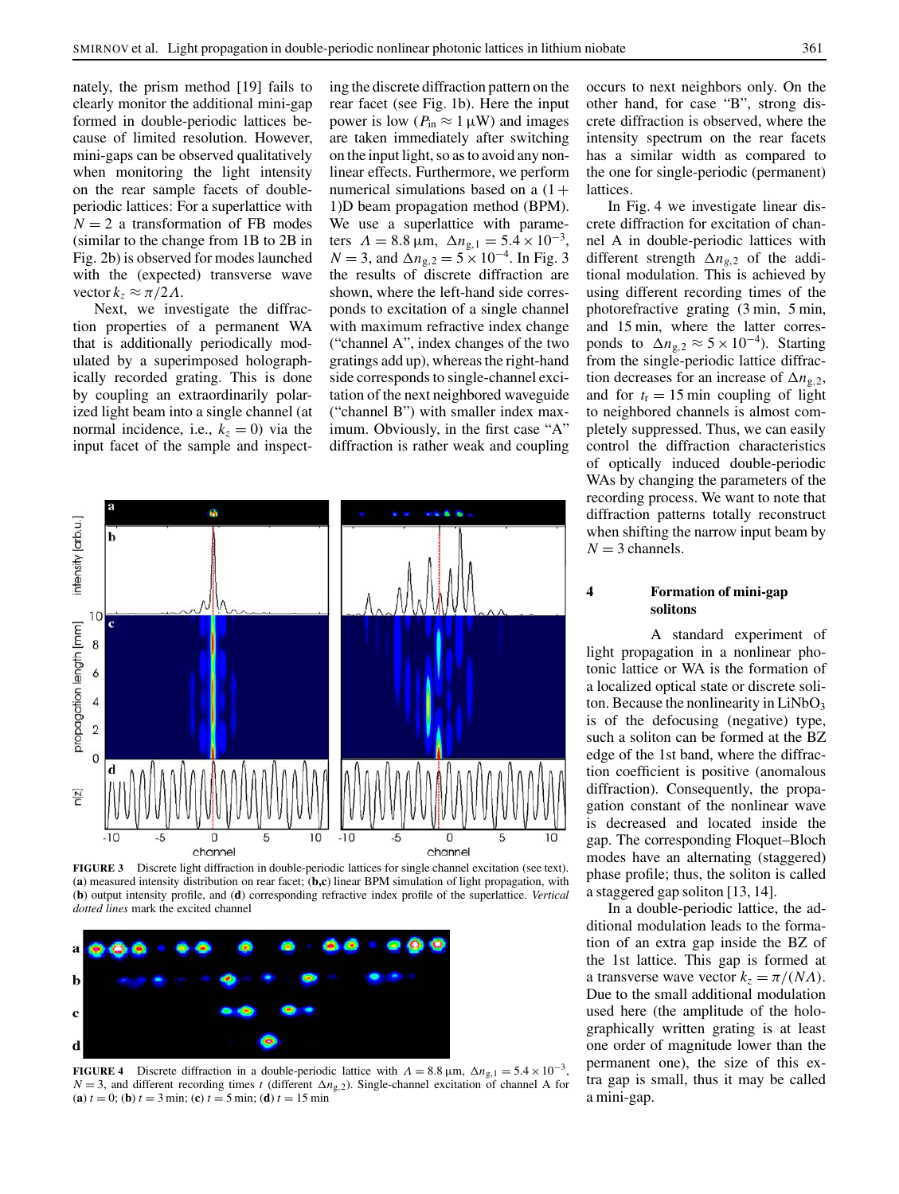nately, the prism method [19] fails to clearly monitor the additional mini-gap formed in double-periodic lattices because of limited resolution. However, mini-gaps can be observed qualitatively when monitoring the light intensity on the rear sample facets of double-periodic lattices: For a superlattice with $N = 2$ a transformation of FB modes (similar to the change from 1B to 2B in Fig. 2b) is observed for modes launched with the (expected) transverse wave vector $k_z \approx \pi/2\Lambda$.

Next, we investigate the diffraction properties of a permanent WA that is additionally periodically modulated by a superimposed holographically recorded grating. This is done by coupling an extraordinarily polarized light beam into a single channel (at normal incidence, i.e., $k_z = 0$) via the input facet of the sample and inspecting the discrete diffraction pattern on the rear facet (see Fig. 1b). Here the input power is low ($P_{\text{in}} \approx 1\,\mu\text{W}$) and images are taken immediately after switching on the input light, so as to avoid any nonlinear effects. Furthermore, we perform numerical simulations based on a (1+1)D beam propagation method (BPM). We use a superlattice with parameters $\Lambda = 8.8\,\mu\text{m}$, $\Delta n_{g,1} = 5.4 \times 10^{-3}$, $N = 3$, and $\Delta n_{g,2} = 5 \times 10^{-4}$. In Fig. 3 the results of discrete diffraction are shown, where the left-hand side corresponds to excitation of a single channel with maximum refractive index change ("channel A", index changes of the two gratings add up), whereas the right-hand side corresponds to single-channel excitation of the next neighbored waveguide ("channel B") with smaller index maximum. Obviously, in the first case "A" diffraction is rather weak and coupling occurs to next neighbors only. On the other hand, for case "B", strong discrete diffraction is observed, where the intensity spectrum on the rear facets has a similar width as compared to the one for single-periodic (permanent) lattices.

**FIGURE 3** Discrete light diffraction in double-periodic lattices for single channel excitation (see text). (**a**) measured intensity distribution on rear facet; (**b,c**) linear BPM simulation of light propagation, with (**b**) output intensity profile, and (**d**) corresponding refractive index profile of the superlattice. *Vertical dotted lines* mark the excited channel

**FIGURE 4** Discrete diffraction in a double-periodic lattice with $\Lambda = 8.8\,\mu\text{m}$, $\Delta n_{g,1} = 5.4 \times 10^{-3}$, $N = 3$, and different recording times $t$ (different $\Delta n_{g,2}$). Single-channel excitation of channel A for (**a**) $t = 0$; (**b**) $t = 3$ min; (**c**) $t = 5$ min; (**d**) $t = 15$ min

In Fig. 4 we investigate linear discrete diffraction for excitation of channel A in double-periodic lattices with different strength $\Delta n_{g,2}$ of the additional modulation. This is achieved by using different recording times of the photorefractive grating (3 min, 5 min, and 15 min, where the latter corresponds to $\Delta n_{g,2} \approx 5 \times 10^{-4}$). Starting from the single-periodic lattice diffraction decreases for an increase of $\Delta n_{g,2}$, and for $t_r = 15$ min coupling of light to neighbored channels is almost completely suppressed. Thus, we can easily control the diffraction characteristics of optically induced double-periodic WAs by changing the parameters of the recording process. We want to note that diffraction patterns totally reconstruct when shifting the narrow input beam by $N = 3$ channels.

## 4 Formation of mini-gap solitons

A standard experiment of light propagation in a nonlinear photonic lattice or WA is the formation of a localized optical state or discrete soliton. Because the nonlinearity in $LiNbO_3$ is of the defocusing (negative) type, such a soliton can be formed at the BZ edge of the 1st band, where the diffraction coefficient is positive (anomalous diffraction). Consequently, the propagation constant of the nonlinear wave is decreased and located inside the gap. The corresponding Floquet–Bloch modes have an alternating (staggered) phase profile; thus, the soliton is called a staggered gap soliton [13, 14].

In a double-periodic lattice, the additional modulation leads to the formation of an extra gap inside the BZ of the 1st lattice. This gap is formed at a transverse wave vector $k_z = \pi/(N\Lambda)$. Due to the small additional modulation used here (the amplitude of the holographically written grating is at least one order of magnitude lower than the permanent one), the size of this extra gap is small, thus it may be called a mini-gap.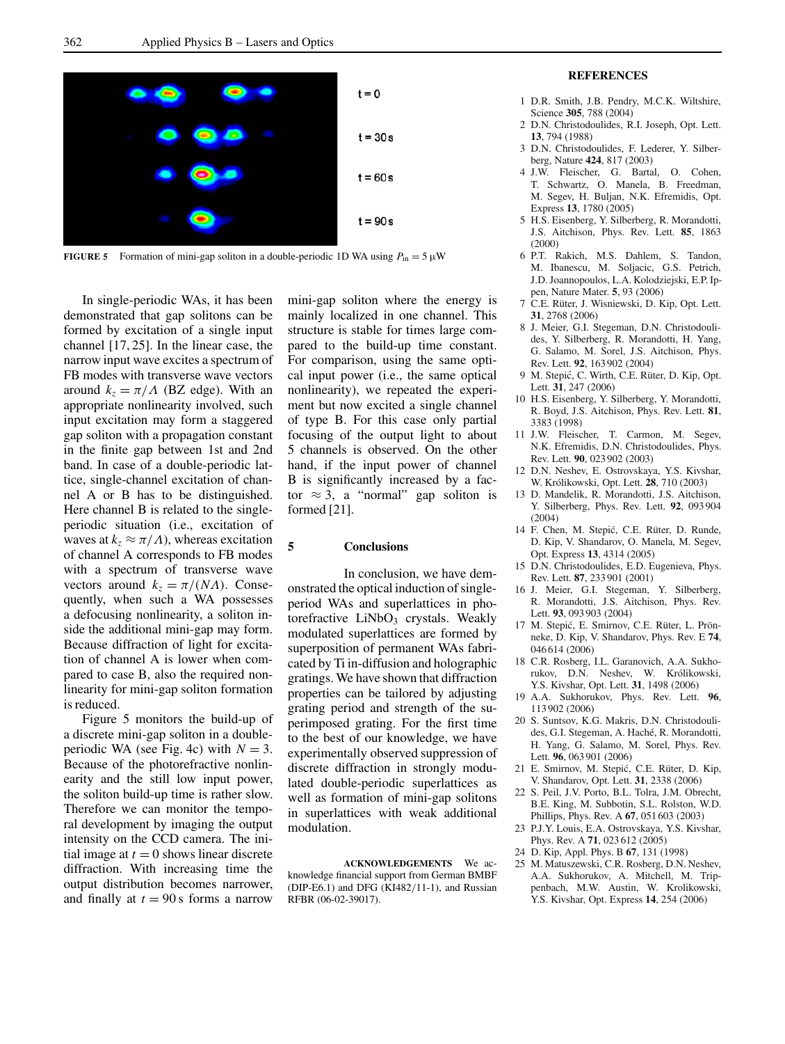t = 0

t = 30 s

t = 60 s

t = 90 s

**FIGURE 5** Formation of mini-gap soliton in a double-periodic 1D WA using $P_{in} = 5\,\mu W$

In single-periodic WAs, it has been demonstrated that gap solitons can be formed by excitation of a single input channel [17, 25]. In the linear case, the narrow input wave excites a spectrum of FB modes with transverse wave vectors around $k_z = \pi/\Lambda$ (BZ edge). With an appropriate nonlinearity involved, such input excitation may form a staggered gap soliton with a propagation constant in the finite gap between 1st and 2nd band. In case of a double-periodic lattice, single-channel excitation of channel A or B has to be distinguished. Here channel B is related to the single-periodic situation (i.e., excitation of waves at $k_z \approx \pi/\Lambda$), whereas excitation of channel A corresponds to FB modes with a spectrum of transverse wave vectors around $k_z = \pi/(N\Lambda)$. Consequently, when such a WA possesses a defocusing nonlinearity, a soliton inside the additional mini-gap may form. Because diffraction of light for excitation of channel A is lower when compared to case B, also the required nonlinearity for mini-gap soliton formation is reduced.

Figure 5 monitors the build-up of a discrete mini-gap soliton in a double-periodic WA (see Fig. 4c) with $N = 3$. Because of the photorefractive nonlinearity and the still low input power, the soliton build-up time is rather slow. Therefore we can monitor the temporal development by imaging the output intensity on the CCD camera. The initial image at $t = 0$ shows linear discrete diffraction. With increasing time the output distribution becomes narrower, and finally at $t = 90$ s forms a narrow mini-gap soliton where the energy is mainly localized in one channel. This structure is stable for times large compared to the build-up time constant. For comparison, using the same optical input power (i.e., the same optical nonlinearity), we repeated the experiment but now excited a single channel of type B. For this case only partial focusing of the output light to about 5 channels is observed. On the other hand, if the input power of channel B is significantly increased by a factor $\approx 3$, a "normal" gap soliton is formed [21].

## 5 Conclusions

In conclusion, we have demonstrated the optical induction of single-period WAs and superlattices in photorefractive $LiNbO_3$ crystals. Weakly modulated superlattices are formed by superposition of permanent WAs fabricated by Ti in-diffusion and holographic gratings. We have shown that diffraction properties can be tailored by adjusting grating period and strength of the superimposed grating. For the first time to the best of our knowledge, we have experimentally observed suppression of discrete diffraction in strongly modulated double-periodic superlattices as well as formation of mini-gap solitons in superlattices with weak additional modulation.

**ACKNOWLEDGEMENTS** We acknowledge financial support from German BMBF (DIP-E6.1) and DFG (KI482/11-1), and Russian RFBR (06-02-39017).

## REFERENCES

1. D.R. Smith, J.B. Pendry, M.C.K. Wiltshire, Science **305**, 788 (2004)
2. D.N. Christodoulides, R.I. Joseph, Opt. Lett. **13**, 794 (1988)
3. D.N. Christodoulides, F. Lederer, Y. Silberberg, Nature **424**, 817 (2003)
4. J.W. Fleischer, G. Bartal, O. Cohen, T. Schwartz, O. Manela, B. Freedman, M. Segev, H. Buljan, N.K. Efremidis, Opt. Express **13**, 1780 (2005)
5. H.S. Eisenberg, Y. Silberberg, R. Morandotti, J.S. Aitchison, Phys. Rev. Lett. **85**, 1863 (2000)
6. P.T. Rakich, M.S. Dahlem, S. Tandon, M. Ibanescu, M. Soljacic, G.S. Petrich, J.D. Joannopoulos, L.A. Kolodziejski, E.P. Ippen, Nature Mater. **5**, 93 (2006)
7. C.E. Rüter, J. Wisniewski, D. Kip, Opt. Lett. **31**, 2768 (2006)
8. J. Meier, G.I. Stegeman, D.N. Christodoulides, Y. Silberberg, R. Morandotti, H. Yang, G. Salamo, M. Sorel, J.S. Aitchison, Phys. Rev. Lett. **92**, 163 902 (2004)
9. M. Stepić, C. Wirth, C.E. Rüter, D. Kip, Opt. Lett. **31**, 247 (2006)
10. H.S. Eisenberg, Y. Silberberg, Y. Morandotti, R. Boyd, J.S. Aitchison, Phys. Rev. Lett. **81**, 3383 (1998)
11. J.W. Fleischer, T. Carmon, M. Segev, N.K. Efremidis, D.N. Christodoulides, Phys. Rev. Lett. **90**, 023 902 (2003)
12. D.N. Neshev, E. Ostrovskaya, Y.S. Kivshar, W. Królikowski, Opt. Lett. **28**, 710 (2003)
13. D. Mandelik, R. Morandotti, J.S. Aitchison, Y. Silberberg, Phys. Rev. Lett. **92**, 093 904 (2004)
14. F. Chen, M. Stepić, C.E. Rüter, D. Runde, D. Kip, V. Shandarov, O. Manela, M. Segev, Opt. Express **13**, 4314 (2005)
15. D.N. Christodoulides, E.D. Eugenieva, Phys. Rev. Lett. **87**, 233 901 (2001)
16. J. Meier, G.I. Stegeman, Y. Silberberg, R. Morandotti, J.S. Aitchison, Phys. Rev. Lett. **93**, 093 903 (2004)
17. M. Stepić, E. Smirnov, C.E. Rüter, L. Prönneke, D. Kip, V. Shandarov, Phys. Rev. E **74**, 046 614 (2006)
18. C.R. Rosberg, I.L. Garanovich, A.A. Sukhorukov, D.N. Neshev, W. Królikowski, Y.S. Kivshar, Opt. Lett. **31**, 1498 (2006)
19. A.A. Sukhorukov, Phys. Rev. Lett. **96**, 113 902 (2006)
20. S. Suntsov, K.G. Makris, D.N. Christodoulides, G.I. Stegeman, A. Haché, R. Morandotti, H. Yang, G. Salamo, M. Sorel, Phys. Rev. Lett. **96**, 063 901 (2006)
21. E. Smirnov, M. Stepić, C.E. Rüter, D. Kip, V. Shandarov, Opt. Lett. **31**, 2338 (2006)
22. S. Peil, J.V. Porto, B.L. Tolra, J.M. Obrecht, B.E. King, M. Subbotin, S.L. Rolston, W.D. Phillips, Phys. Rev. A **67**, 051 603 (2003)
23. P.J.Y. Louis, E.A. Ostrovskaya, Y.S. Kivshar, Phys. Rev. A **71**, 023 612 (2005)
24. D. Kip, Appl. Phys. B **67**, 131 (1998)
25. M. Matuszewski, C.R. Rosberg, D.N. Neshev, A.A. Sukhorukov, A. Mitchell, M. Trippenbach, M.W. Austin, W. Krolikowski, Y.S. Kivshar, Opt. Express **14**, 254 (2006)